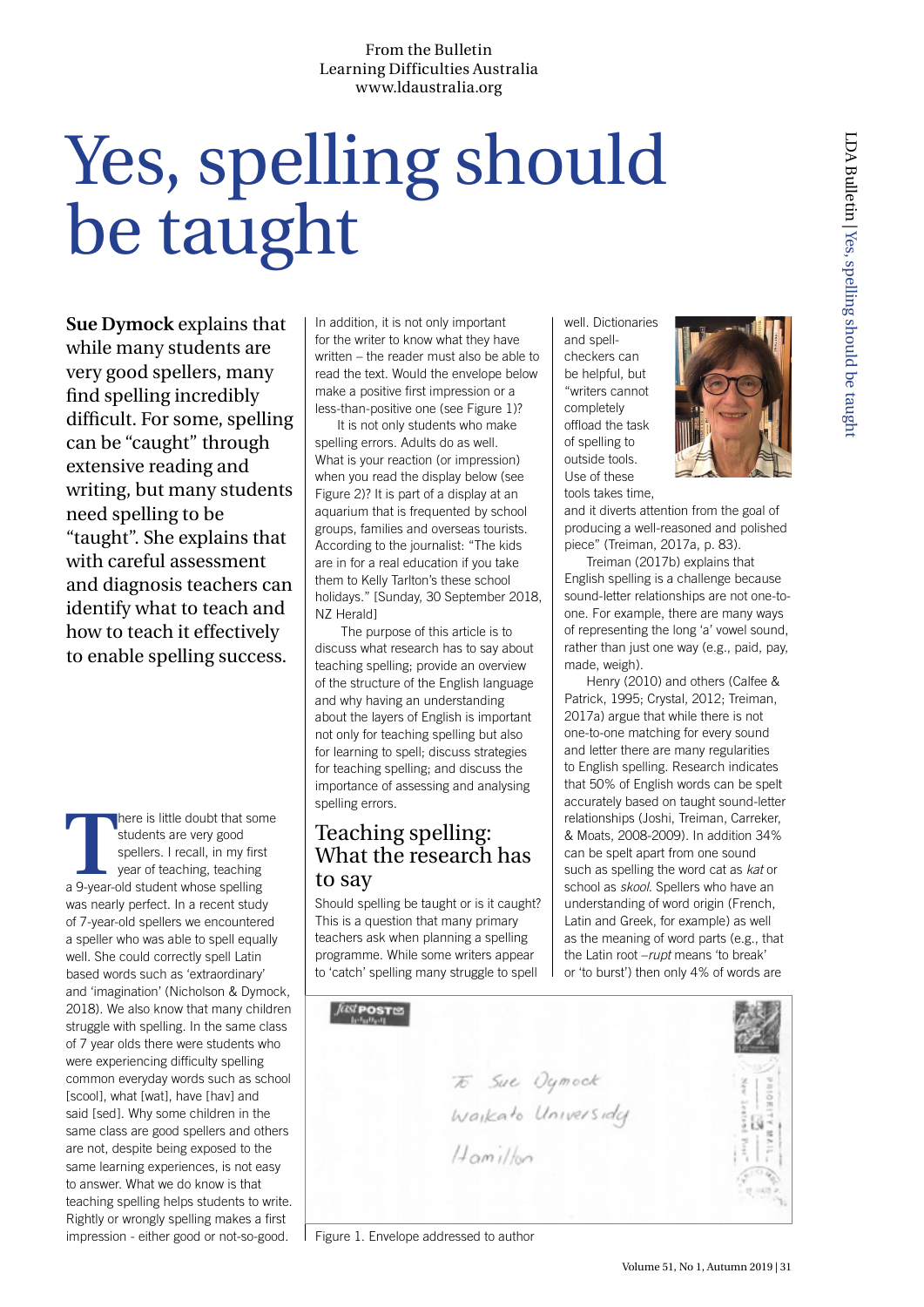From the Bulletin
Learning Difficulties Australia
www.ldaustralia.org

# Yes, spelling should be taught

**Sue Dymock** explains that while many students are very good spellers, many find spelling incredibly difficult. For some, spelling can be "caught" through extensive reading and writing, but many students need spelling to be "taught". She explains that with careful assessment and diagnosis teachers can identify what to teach and how to teach it effectively to enable spelling success.

There is little doubt that some students are very good spellers. I recall, in my first year of teaching, teaching a 9-year-old student whose spelling was nearly perfect. In a recent study of 7-year-old spellers we encountered a speller who was able to spell equally well. She could correctly spell Latin based words such as 'extraordinary' and 'imagination' (Nicholson & Dymock, 2018). We also know that many children struggle with spelling. In the same class of 7 year olds there were students who were experiencing difficulty spelling common everyday words such as school [scool], what [wat], have [hav] and said [sed]. Why some children in the same class are good spellers and others are not, despite being exposed to the same learning experiences, is not easy to answer. What we do know is that teaching spelling helps students to write. Rightly or wrongly spelling makes a first impression - either good or not-so-good. In addition, it is not only important for the writer to know what they have written – the reader must also be able to read the text. Would the envelope below make a positive first impression or a less-than-positive one (see Figure 1)?

It is not only students who make spelling errors. Adults do as well. What is your reaction (or impression) when you read the display below (see Figure 2)? It is part of a display at an aquarium that is frequented by school groups, families and overseas tourists. According to the journalist: "The kids are in for a real education if you take them to Kelly Tarlton's these school holidays." [Sunday, 30 September 2018, NZ Herald]

The purpose of this article is to discuss what research has to say about teaching spelling; provide an overview of the structure of the English language and why having an understanding about the layers of English is important not only for teaching spelling but also for learning to spell; discuss strategies for teaching spelling; and discuss the importance of assessing and analysing spelling errors.

## Teaching spelling: What the research has to say

Should spelling be taught or is it caught? This is a question that many primary teachers ask when planning a spelling programme. While some writers appear to 'catch' spelling many struggle to spell well. Dictionaries and spell-checkers can be helpful, but "writers cannot completely offload the task of spelling to outside tools. Use of these tools takes time, and it diverts attention from the goal of producing a well-reasoned and polished piece" (Treiman, 2017a, p. 83).

Treiman (2017b) explains that English spelling is a challenge because sound-letter relationships are not one-to-one. For example, there are many ways of representing the long 'a' vowel sound, rather than just one way (e.g., paid, pay, made, weigh).

Henry (2010) and others (Calfee & Patrick, 1995; Crystal, 2012; Treiman, 2017a) argue that while there is not one-to-one matching for every sound and letter there are many regularities to English spelling. Research indicates that 50% of English words can be spelt accurately based on taught sound-letter relationships (Joshi, Treiman, Carreker, & Moats, 2008-2009). In addition 34% can be spelt apart from one sound such as spelling the word cat as *kat* or school as *skool*. Spellers who have an understanding of word origin (French, Latin and Greek, for example) as well as the meaning of word parts (e.g., that the Latin root –*rupt* means 'to break' or 'to burst') then only 4% of words are

To Sue Dymock
Waikato Universidy
Hamilton

Figure 1. Envelope addressed to author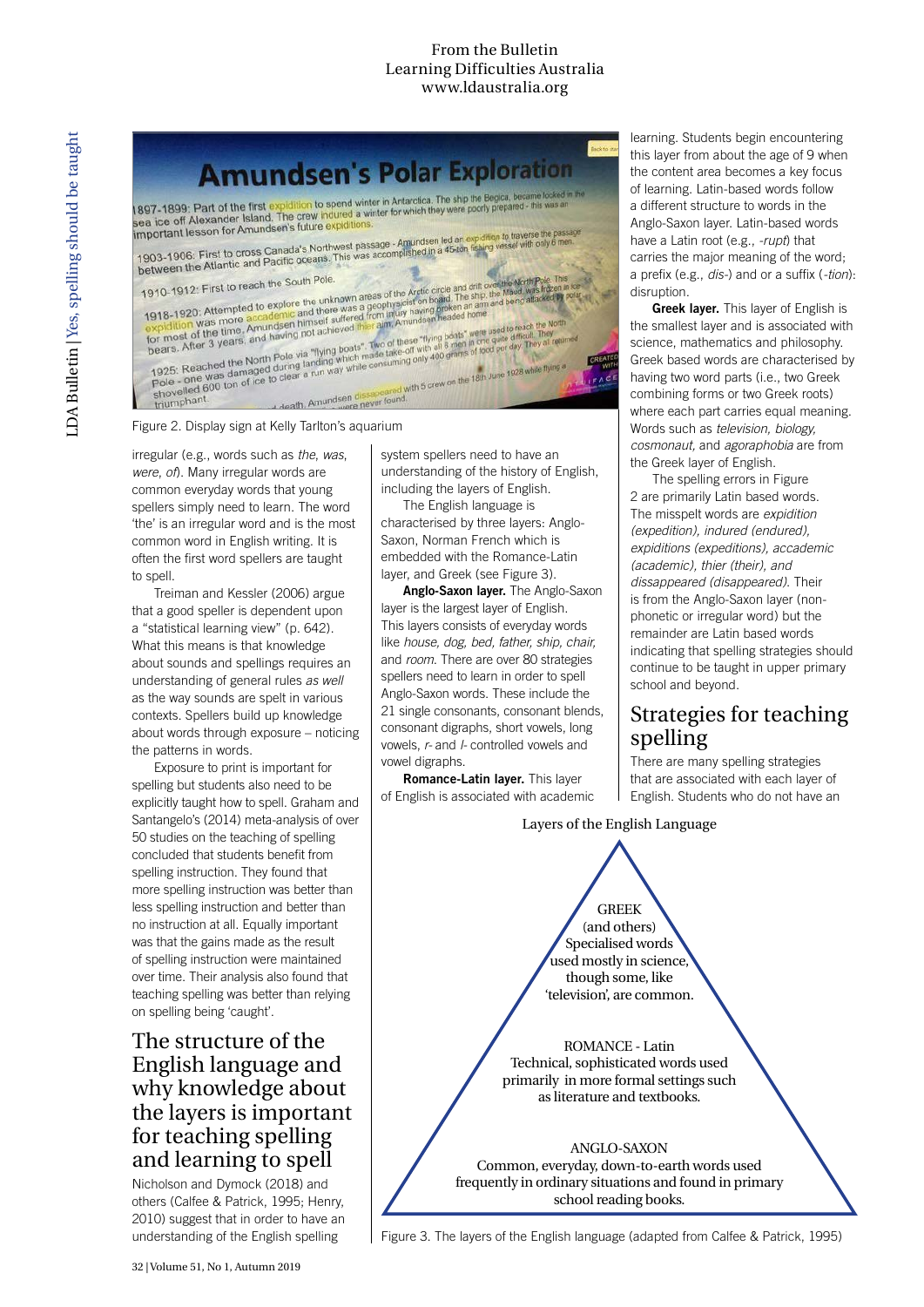Figure 2. Display sign at Kelly Tarlton's aquarium

irregular (e.g., words such as *the, was, were, of*). Many irregular words are common everyday words that young spellers simply need to learn. The word 'the' is an irregular word and is the most common word in English writing. It is often the first word spellers are taught to spell.

Treiman and Kessler (2006) argue that a good speller is dependent upon a "statistical learning view" (p. 642). What this means is that knowledge about sounds and spellings requires an understanding of general rules *as well* as the way sounds are spelt in various contexts. Spellers build up knowledge about words through exposure – noticing the patterns in words.

Exposure to print is important for spelling but students also need to be explicitly taught how to spell. Graham and Santangelo's (2014) meta-analysis of over 50 studies on the teaching of spelling concluded that students benefit from spelling instruction. They found that more spelling instruction was better than less spelling instruction and better than no instruction at all. Equally important was that the gains made as the result of spelling instruction were maintained over time. Their analysis also found that teaching spelling was better than relying on spelling being 'caught'.

## The structure of the English language and why knowledge about the layers is important for teaching spelling and learning to spell

Nicholson and Dymock (2018) and others (Calfee & Patrick, 1995; Henry, 2010) suggest that in order to have an understanding of the English spelling system spellers need to have an understanding of the history of English, including the layers of English.

The English language is characterised by three layers: Anglo-Saxon, Norman French which is embedded with the Romance-Latin layer, and Greek (see Figure 3).

**Anglo-Saxon layer.** The Anglo-Saxon layer is the largest layer of English. This layers consists of everyday words like *house, dog, bed, father, ship, chair,* and *room*. There are over 80 strategies spellers need to learn in order to spell Anglo-Saxon words. These include the 21 single consonants, consonant blends, consonant digraphs, short vowels, long vowels, *r-* and *l-* controlled vowels and vowel digraphs.

**Romance-Latin layer.** This layer of English is associated with academic learning. Students begin encountering this layer from about the age of 9 when the content area becomes a key focus of learning. Latin-based words follow a different structure to words in the Anglo-Saxon layer. Latin-based words have a Latin root (e.g., *-rupt*) that carries the major meaning of the word; a prefix (e.g., *dis-*) and or a suffix (*-tion*): disruption.

**Greek layer.** This layer of English is the smallest layer and is associated with science, mathematics and philosophy. Greek based words are characterised by having two word parts (i.e., two Greek combining forms or two Greek roots) where each part carries equal meaning. Words such as *television, biology, cosmonaut,* and *agoraphobia* are from the Greek layer of English.

The spelling errors in Figure 2 are primarily Latin based words. The misspelt words are *expidition (expedition), indured (endured), expiditions (expeditions), accademic (academic), thier (their), and dissappeared (disappeared)*. Their is from the Anglo-Saxon layer (non-phonetic or irregular word) but the remainder are Latin based words indicating that spelling strategies should continue to be taught in upper primary school and beyond.

## Strategies for teaching spelling

There are many spelling strategies that are associated with each layer of English. Students who do not have an

Layers of the English Language

GREEK (and others) Specialised words used mostly in science, though some, like 'television', are common.

ROMANCE - Latin Technical, sophisticated words used primarily in more formal settings such as literature and textbooks.

ANGLO-SAXON Common, everyday, down-to-earth words used frequently in ordinary situations and found in primary school reading books.

Figure 3. The layers of the English language (adapted from Calfee & Patrick, 1995)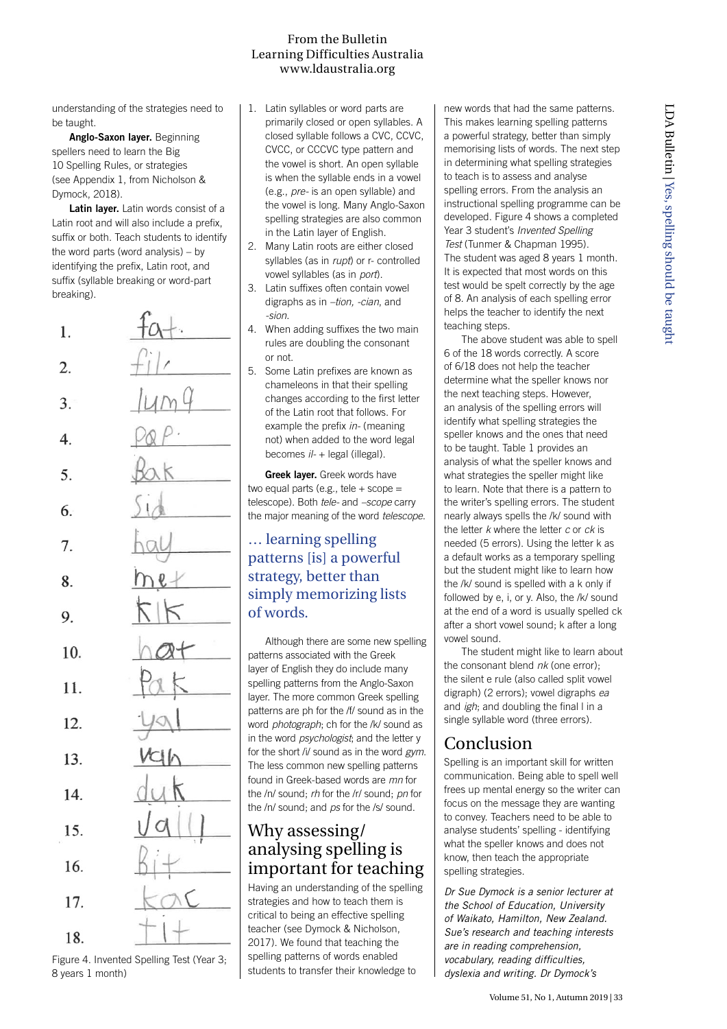understanding of the strategies need to be taught.

**Anglo-Saxon layer.** Beginning spellers need to learn the Big 10 Spelling Rules, or strategies (see Appendix 1, from Nicholson & Dymock, 2018).

**Latin layer.** Latin words consist of a Latin root and will also include a prefix, suffix or both. Teach students to identify the word parts (word analysis) – by identifying the prefix, Latin root, and suffix (syllable breaking or word-part breaking).

| | |
|---|---|
| 1. | fat. |
| 2. | fil |
| 3. | lum9 |
| 4. | pap. |
| 5. | Bak |
| 6. | Sid |
| 7. | hay |
| 8. | met |
| 9. | KIK |
| 10. | hat |
| 11. | Pak |
| 12. | yal |
| 13. | vah |
| 14. | duk |
| 15. | Vall |
| 16. | Bit |
| 17. | kac |
| 18. | tit |

Figure 4. Invented Spelling Test (Year 3; 8 years 1 month)

1. Latin syllables or word parts are primarily closed or open syllables. A closed syllable follows a CVC, CCVC, CVCC, or CCCVC type pattern and the vowel is short. An open syllable is when the syllable ends in a vowel (e.g., *pre-* is an open syllable) and the vowel is long. Many Anglo-Saxon spelling strategies are also common in the Latin layer of English.
2. Many Latin roots are either closed syllables (as in *rupt*) or r- controlled vowel syllables (as in *port*).
3. Latin suffixes often contain vowel digraphs as in *–tion, -cian*, and *-sion*.
4. When adding suffixes the two main rules are doubling the consonant or not.
5. Some Latin prefixes are known as chameleons in that their spelling changes according to the first letter of the Latin root that follows. For example the prefix *in-* (meaning not) when added to the word legal becomes *il-* + legal (illegal).

**Greek layer.** Greek words have two equal parts (e.g., tele + scope = telescope). Both *tele-* and *–scope* carry the major meaning of the word *telescope*.

> … learning spelling patterns [is] a powerful strategy, better than simply memorizing lists of words.

Although there are some new spelling patterns associated with the Greek layer of English they do include many spelling patterns from the Anglo-Saxon layer. The more common Greek spelling patterns are ph for the /f/ sound as in the word *photograph*; ch for the /k/ sound as in the word *psychologist*; and the letter y for the short /i/ sound as in the word *gym*. The less common new spelling patterns found in Greek-based words are *mn* for the /n/ sound; *rh* for the /r/ sound; *pn* for the /n/ sound; and *ps* for the /s/ sound.

## Why assessing/ analysing spelling is important for teaching

Having an understanding of the spelling strategies and how to teach them is critical to being an effective spelling teacher (see Dymock & Nicholson, 2017). We found that teaching the spelling patterns of words enabled students to transfer their knowledge to new words that had the same patterns. This makes learning spelling patterns a powerful strategy, better than simply memorising lists of words. The next step in determining what spelling strategies to teach is to assess and analyse spelling errors. From the analysis an instructional spelling programme can be developed. Figure 4 shows a completed Year 3 student's *Invented Spelling Test* (Tunmer & Chapman 1995). The student was aged 8 years 1 month. It is expected that most words on this test would be spelt correctly by the age of 8. An analysis of each spelling error helps the teacher to identify the next teaching steps.

The above student was able to spell 6 of the 18 words correctly. A score of 6/18 does not help the teacher determine what the speller knows nor the next teaching steps. However, an analysis of the spelling errors will identify what spelling strategies the speller knows and the ones that need to be taught. Table 1 provides an analysis of what the speller knows and what strategies the speller might like to learn. Note that there is a pattern to the writer's spelling errors. The student nearly always spells the /k/ sound with the letter *k* where the letter *c* or *ck* is needed (5 errors). Using the letter k as a default works as a temporary spelling but the student might like to learn how the /k/ sound is spelled with a k only if followed by e, i, or y. Also, the /k/ sound at the end of a word is usually spelled ck after a short vowel sound; k after a long vowel sound.

The student might like to learn about the consonant blend *nk* (one error); the silent e rule (also called split vowel digraph) (2 errors); vowel digraphs *ea* and *igh*; and doubling the final l in a single syllable word (three errors).

## Conclusion

Spelling is an important skill for written communication. Being able to spell well frees up mental energy so the writer can focus on the message they are wanting to convey. Teachers need to be able to analyse students' spelling - identifying what the speller knows and does not know, then teach the appropriate spelling strategies.

*Dr Sue Dymock is a senior lecturer at the School of Education, University of Waikato, Hamilton, New Zealand. Sue's research and teaching interests are in reading comprehension, vocabulary, reading difficulties, dyslexia and writing. Dr Dymock's*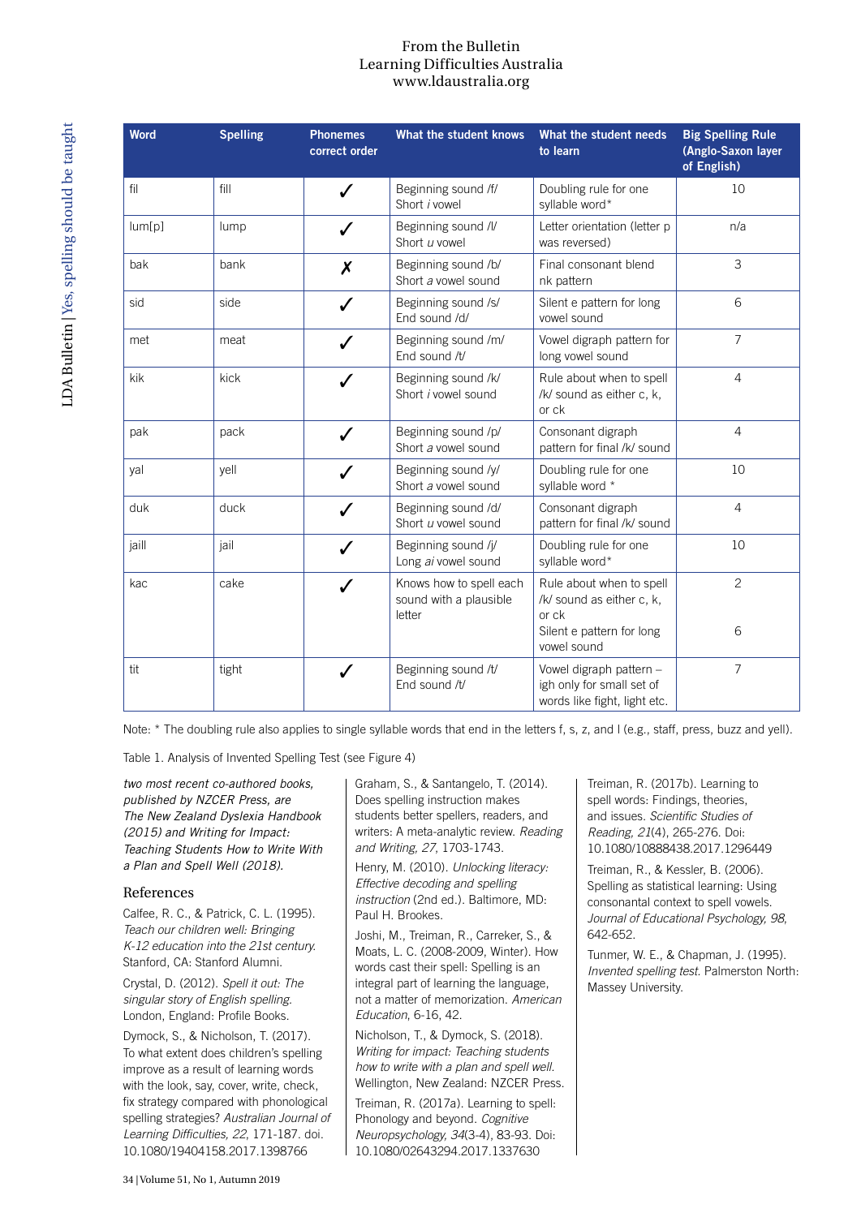| Word | Spelling | Phonemes correct order | What the student knows | What the student needs to learn | Big Spelling Rule (Anglo-Saxon layer of English) |
|---|---|---|---|---|---|
| fil | fill | ✓ | Beginning sound /f/<br>Short *i* vowel | Doubling rule for one syllable word* | 10 |
| lum[p] | lump | ✓ | Beginning sound /l/<br>Short *u* vowel | Letter orientation (letter p was reversed) | n/a |
| bak | bank | ✗ | Beginning sound /b/<br>Short *a* vowel sound | Final consonant blend nk pattern | 3 |
| sid | side | ✓ | Beginning sound /s/<br>End sound /d/ | Silent e pattern for long vowel sound | 6 |
| met | meat | ✓ | Beginning sound /m/<br>End sound /t/ | Vowel digraph pattern for long vowel sound | 7 |
| kik | kick | ✓ | Beginning sound /k/<br>Short *i* vowel sound | Rule about when to spell /k/ sound as either c, k, or ck | 4 |
| pak | pack | ✓ | Beginning sound /p/<br>Short *a* vowel sound | Consonant digraph pattern for final /k/ sound | 4 |
| yal | yell | ✓ | Beginning sound /y/<br>Short *a* vowel sound | Doubling rule for one syllable word * | 10 |
| duk | duck | ✓ | Beginning sound /d/<br>Short *u* vowel sound | Consonant digraph pattern for final /k/ sound | 4 |
| jaill | jail | ✓ | Beginning sound /j/<br>Long *ai* vowel sound | Doubling rule for one syllable word* | 10 |
| kac | cake | ✓ | Knows how to spell each sound with a plausible letter | Rule about when to spell /k/ sound as either c, k, or ck<br>Silent e pattern for long vowel sound | 2<br><br>6 |
| tit | tight | ✓ | Beginning sound /t/<br>End sound /t/ | Vowel digraph pattern – igh only for small set of words like fight, light etc. | 7 |

Note: * The doubling rule also applies to single syllable words that end in the letters f, s, z, and l (e.g., staff, press, buzz and yell).

Table 1. Analysis of Invented Spelling Test (see Figure 4)

*two most recent co-authored books, published by NZCER Press, are The New Zealand Dyslexia Handbook (2015) and Writing for Impact: Teaching Students How to Write With a Plan and Spell Well (2018).*

## References

Calfee, R. C., & Patrick, C. L. (1995). *Teach our children well: Bringing K-12 education into the 21st century.* Stanford, CA: Stanford Alumni.

Crystal, D. (2012). *Spell it out: The singular story of English spelling.* London, England: Profile Books.

Dymock, S., & Nicholson, T. (2017). To what extent does children's spelling improve as a result of learning words with the look, say, cover, write, check, fix strategy compared with phonological spelling strategies? *Australian Journal of Learning Difficulties, 22*, 171-187. doi. 10.1080/19404158.2017.1398766

Graham, S., & Santangelo, T. (2014). Does spelling instruction makes students better spellers, readers, and writers: A meta-analytic review. *Reading and Writing, 27*, 1703-1743.

Henry, M. (2010). *Unlocking literacy: Effective decoding and spelling instruction* (2nd ed.). Baltimore, MD: Paul H. Brookes.

Joshi, M., Treiman, R., Carreker, S., & Moats, L. C. (2008-2009, Winter). How words cast their spell: Spelling is an integral part of learning the language, not a matter of memorization. *American Education*, 6-16, 42.

Nicholson, T., & Dymock, S. (2018). *Writing for impact: Teaching students how to write with a plan and spell well.* Wellington, New Zealand: NZCER Press.

Treiman, R. (2017a). Learning to spell: Phonology and beyond. *Cognitive Neuropsychology, 34*(3-4), 83-93. Doi: 10.1080/02643294.2017.1337630

Treiman, R. (2017b). Learning to spell words: Findings, theories, and issues. *Scientific Studies of Reading, 21*(4), 265-276. Doi: 10.1080/10888438.2017.1296449

Treiman, R., & Kessler, B. (2006). Spelling as statistical learning: Using consonantal context to spell vowels. *Journal of Educational Psychology, 98*, 642-652.

Tunmer, W. E., & Chapman, J. (1995). *Invented spelling test.* Palmerston North: Massey University.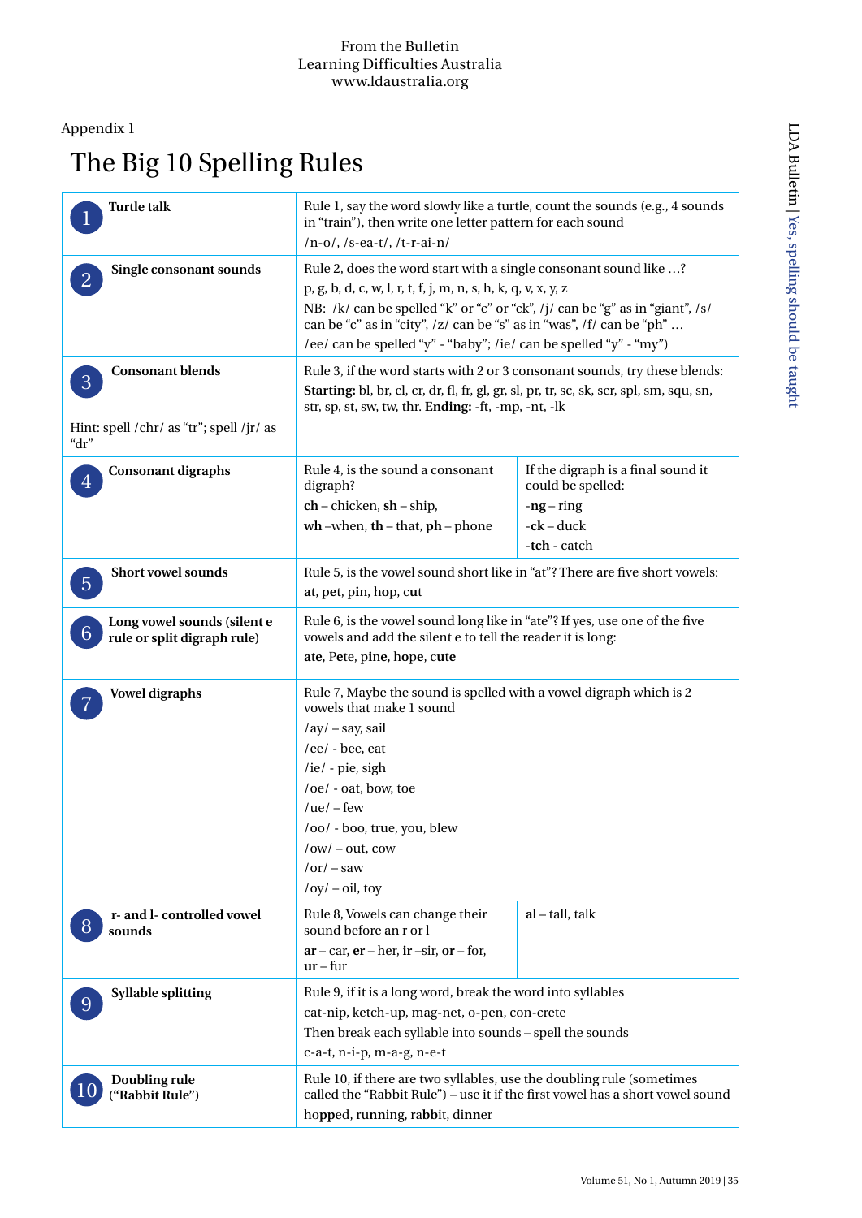Appendix 1

# The Big 10 Spelling Rules

| | | |
|---|---|---|
| **1 Turtle talk** | Rule 1, say the word slowly like a turtle, count the sounds (e.g., 4 sounds in "train"), then write one letter pattern for each sound<br>/n-o/, /s-ea-t/, /t-r-ai-n/ | |
| **2 Single consonant sounds** | Rule 2, does the word start with a single consonant sound like …?<br>p, g, b, d, c, w, l, r, t, f, j, m, n, s, h, k, q, v, x, y, z<br>NB: /k/ can be spelled "k" or "c" or "ck", /j/ can be "g" as in "giant", /s/ can be "c" as in "city", /z/ can be "s" as in "was", /f/ can be "ph" …<br>/ee/ can be spelled "y" - "baby"; /ie/ can be spelled "y" - "my") | |
| **3 Consonant blends**<br>Hint: spell /chr/ as "tr"; spell /jr/ as "dr" | Rule 3, if the word starts with 2 or 3 consonant sounds, try these blends:<br>**Starting:** bl, br, cl, cr, dr, fl, fr, gl, gr, sl, pr, tr, sc, sk, scr, spl, sm, squ, sn, str, sp, st, sw, tw, thr. **Ending:** -ft, -mp, -nt, -lk | |
| **4 Consonant digraphs** | Rule 4, is the sound a consonant digraph?<br>**ch** – chicken, **sh** – ship,<br>**wh** –when, **th** – that, **ph** – phone | If the digraph is a final sound it could be spelled:<br>-**ng** – ring<br>-**ck** – duck<br>-**tch** - catch |
| **5 Short vowel sounds** | Rule 5, is the vowel sound short like in "at"? There are five short vowels:<br>**a**t, p**e**t, p**i**n, h**o**p, c**u**t | |
| **6 Long vowel sounds (silent e rule or split digraph rule)** | Rule 6, is the vowel sound long like in "ate"? If yes, use one of the five vowels and add the silent e to tell the reader it is long:<br>**a**t**e**, P**e**t**e**, p**i**n**e**, h**o**p**e**, c**u**t**e** | |
| **7 Vowel digraphs** | Rule 7, Maybe the sound is spelled with a vowel digraph which is 2 vowels that make 1 sound<br>/ay/ – say, sail<br>/ee/ - bee, eat<br>/ie/ - pie, sigh<br>/oe/ - oat, bow, toe<br>/ue/ – few<br>/oo/ - boo, true, you, blew<br>/ow/ – out, cow<br>/or/ – saw<br>/oy/ – oil, toy | |
| **8 r- and l- controlled vowel sounds** | Rule 8, Vowels can change their sound before an r or l<br>**ar** – car, **er** – her, **ir** –sir, **or** – for, **ur** – fur | **al** – tall, talk |
| **9 Syllable splitting** | Rule 9, if it is a long word, break the word into syllables<br>cat-nip, ketch-up, mag-net, o-pen, con-crete<br>Then break each syllable into sounds – spell the sounds<br>c-a-t, n-i-p, m-a-g, n-e-t | |
| **10 Doubling rule ("Rabbit Rule")** | Rule 10, if there are two syllables, use the doubling rule (sometimes called the "Rabbit Rule") – use it if the first vowel has a short vowel sound<br>ho**pp**ed, ru**nn**ing, ra**bb**it, di**nn**er | |